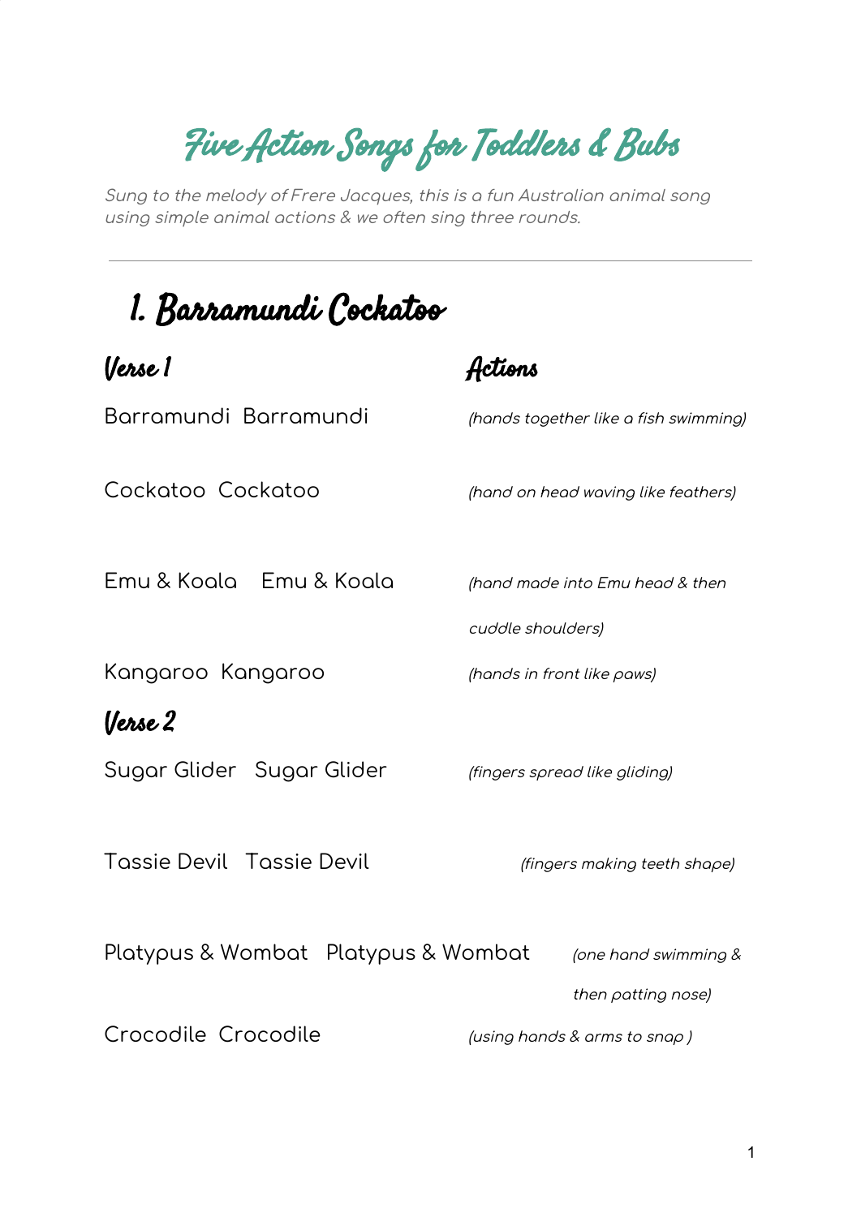# Five Action Songs for Toddlers & Bubs

*Sung to the melody of Frere Jacques, this is a fun Australian animal song using simple animal actions & we often sing three rounds.*

---

## 1. Barramundi Cockatoo

| Verse 1 | Actions |
| --- | --- |
| Barramundi Barramundi | *(hands together like a fish swimming)* |
| Cockatoo Cockatoo | *(hand on head waving like feathers)* |
| Emu & Koala Emu & Koala | *(hand made into Emu head & then cuddle shoulders)* |
| Kangaroo Kangaroo | *(hands in front like paws)* |

### Verse 2

| Verse 2 | Actions |
| --- | --- |
| Sugar Glider Sugar Glider | *(fingers spread like gliding)* |
| Tassie Devil Tassie Devil | *(fingers making teeth shape)* |
| Platypus & Wombat Platypus & Wombat | *(one hand swimming & then patting nose)* |
| Crocodile Crocodile | *(using hands & arms to snap )* |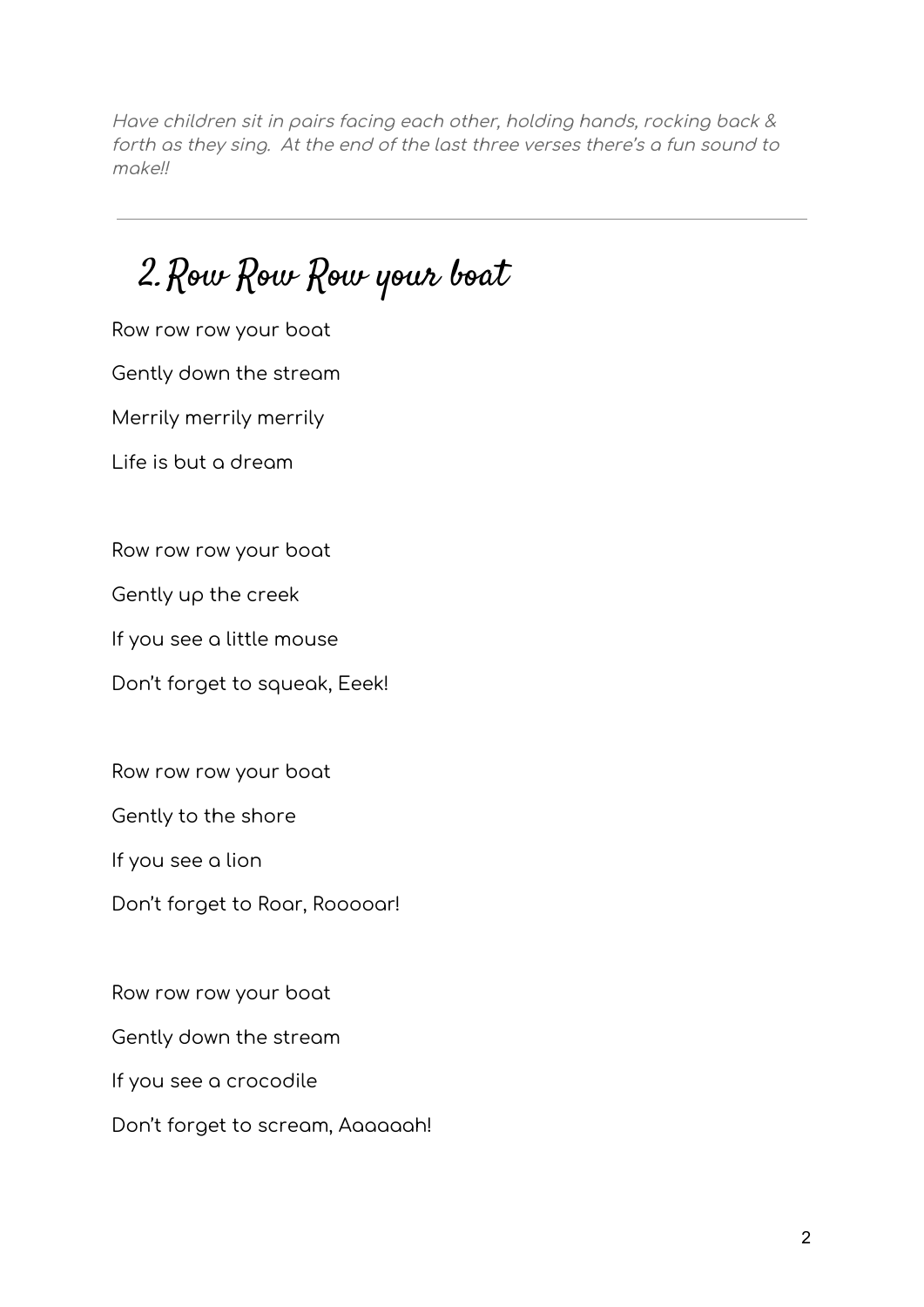*Have children sit in pairs facing each other, holding hands, rocking back & forth as they sing. At the end of the last three verses there's a fun sound to make!!*

---

## 2. Row Row Row your boat

Row row row your boat

Gently down the stream

Merrily merrily merrily

Life is but a dream

Row row row your boat

Gently up the creek

If you see a little mouse

Don't forget to squeak, Eeek!

Row row row your boat

Gently to the shore

If you see a lion

Don't forget to Roar, Rooooar!

Row row row your boat

Gently down the stream

If you see a crocodile

Don't forget to scream, Aaaaaah!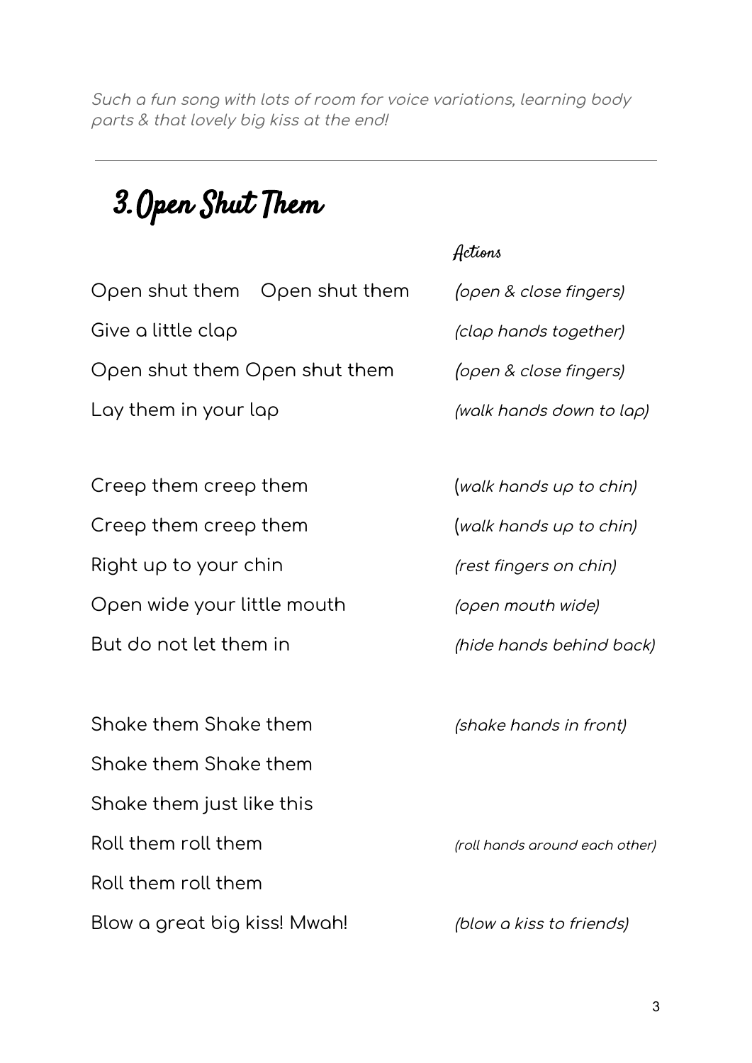*Such a fun song with lots of room for voice variations, learning body parts & that lovely big kiss at the end!*

---

## 3. Open Shut Them

| | Actions |
|---|---|
| Open shut them Open shut them | *(open & close fingers)* |
| Give a little clap | *(clap hands together)* |
| Open shut them Open shut them | *(open & close fingers)* |
| Lay them in your lap | *(walk hands down to lap)* |
| | |
| Creep them creep them | *(walk hands up to chin)* |
| Creep them creep them | *(walk hands up to chin)* |
| Right up to your chin | *(rest fingers on chin)* |
| Open wide your little mouth | *(open mouth wide)* |
| But do not let them in | *(hide hands behind back)* |
| | |
| Shake them Shake them | *(shake hands in front)* |
| Shake them Shake them | |
| Shake them just like this | |
| Roll them roll them | *(roll hands around each other)* |
| Roll them roll them | |
| Blow a great big kiss! Mwah! | *(blow a kiss to friends)* |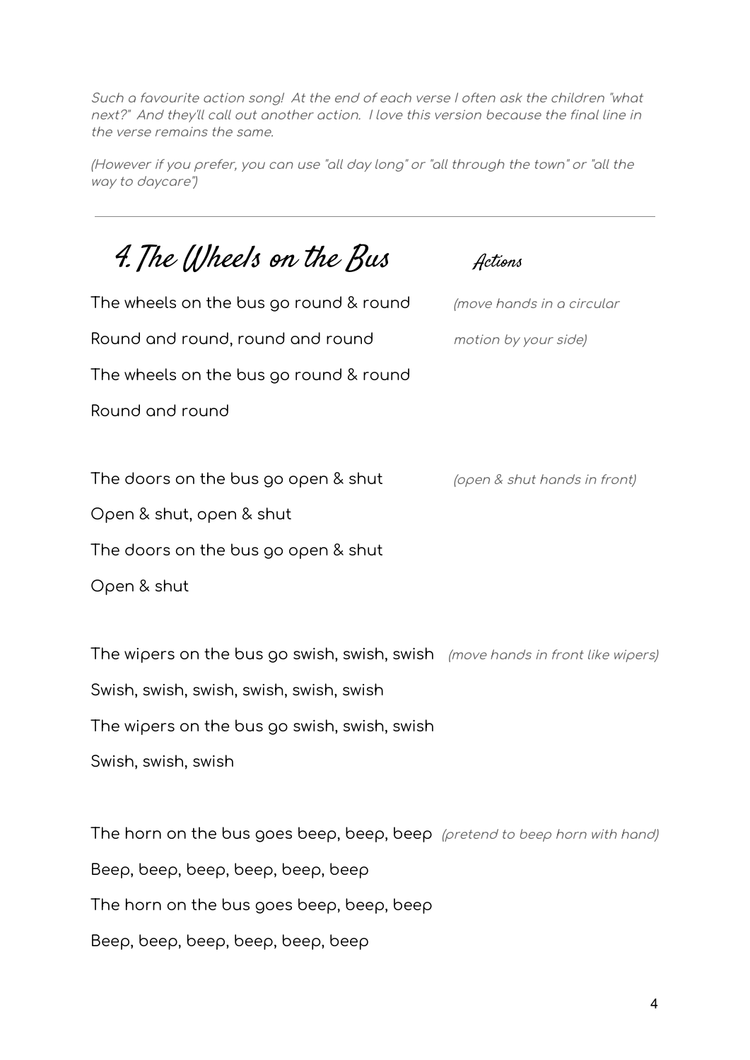*Such a favourite action song! At the end of each verse I often ask the children "what next?" And they'll call out another action. I love this version because the final line in the verse remains the same.*

*(However if you prefer, you can use "all day long" or "all through the town" or "all the way to daycare")*

---

# 4. The Wheels on the Bus

**Actions**

The wheels on the bus go round & round *(move hands in a circular motion by your side)*
Round and round, round and round
The wheels on the bus go round & round
Round and round

The doors on the bus go open & shut *(open & shut hands in front)*
Open & shut, open & shut
The doors on the bus go open & shut
Open & shut

The wipers on the bus go swish, swish, swish *(move hands in front like wipers)*
Swish, swish, swish, swish, swish, swish
The wipers on the bus go swish, swish, swish
Swish, swish, swish

The horn on the bus goes beep, beep, beep *(pretend to beep horn with hand)*
Beep, beep, beep, beep, beep, beep
The horn on the bus goes beep, beep, beep
Beep, beep, beep, beep, beep, beep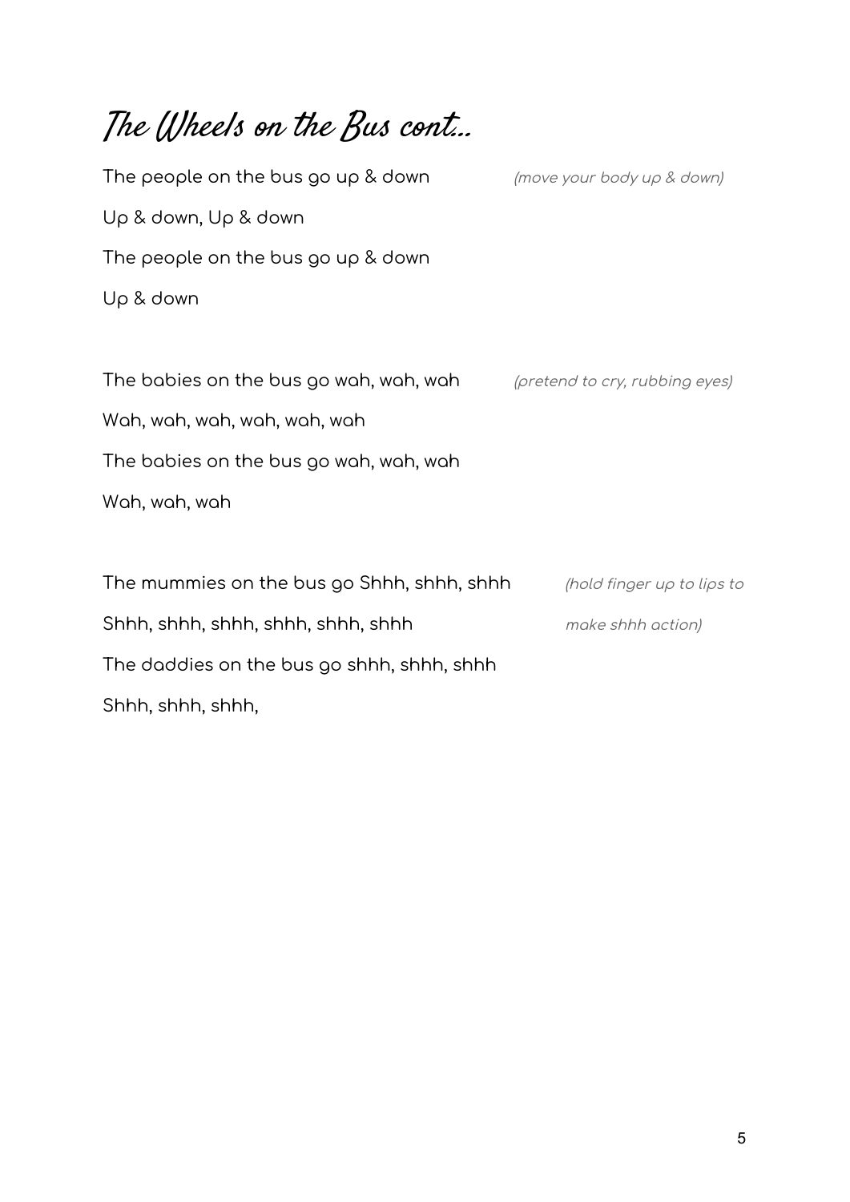# The Wheels on the Bus cont...

The people on the bus go up & down *(move your body up & down)*
Up & down, Up & down
The people on the bus go up & down
Up & down

The babies on the bus go wah, wah, wah *(pretend to cry, rubbing eyes)*
Wah, wah, wah, wah, wah, wah
The babies on the bus go wah, wah, wah
Wah, wah, wah

The mummies on the bus go Shhh, shhh, shhh *(hold finger up to lips to make shhh action)*
Shhh, shhh, shhh, shhh, shhh, shhh
The daddies on the bus go shhh, shhh, shhh
Shhh, shhh, shhh,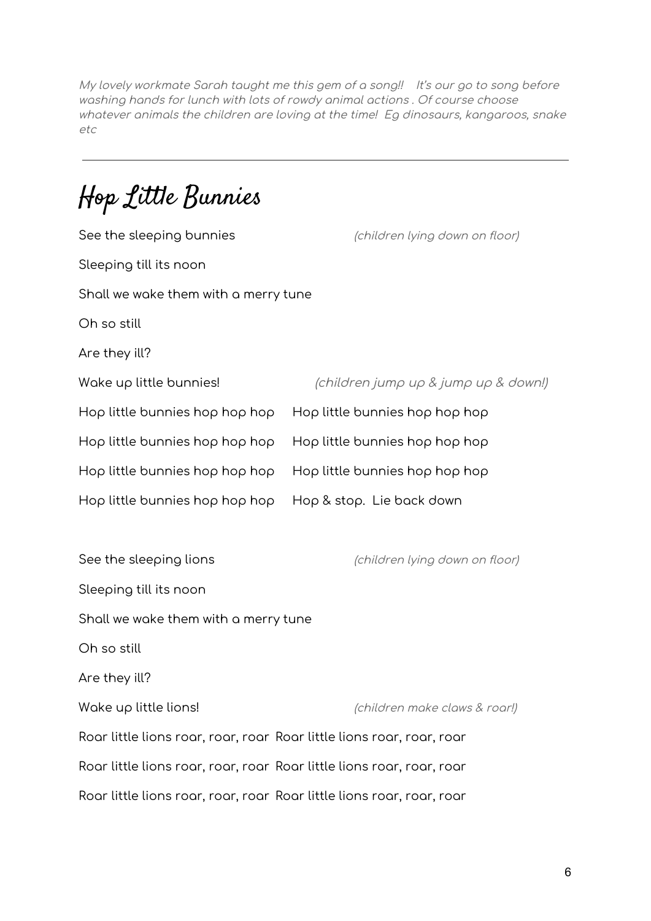*My lovely workmate Sarah taught me this gem of a song!! It's our go to song before washing hands for lunch with lots of rowdy animal actions . Of course choose whatever animals the children are loving at the time! Eg dinosaurs, kangaroos, snake etc*

---

# Hop Little Bunnies

See the sleeping bunnies *(children lying down on floor)*

Sleeping till its noon

Shall we wake them with a merry tune

Oh so still

Are they ill?

Wake up little bunnies! *(children jump up & jump up & down!)*

Hop little bunnies hop hop hop Hop little bunnies hop hop hop

Hop little bunnies hop hop hop Hop little bunnies hop hop hop

Hop little bunnies hop hop hop Hop little bunnies hop hop hop

Hop little bunnies hop hop hop Hop & stop. Lie back down

See the sleeping lions *(children lying down on floor)*

Sleeping till its noon

Shall we wake them with a merry tune

Oh so still

Are they ill?

Wake up little lions! *(children make claws & roar!)*

Roar little lions roar, roar, roar Roar little lions roar, roar, roar

Roar little lions roar, roar, roar Roar little lions roar, roar, roar

Roar little lions roar, roar, roar Roar little lions roar, roar, roar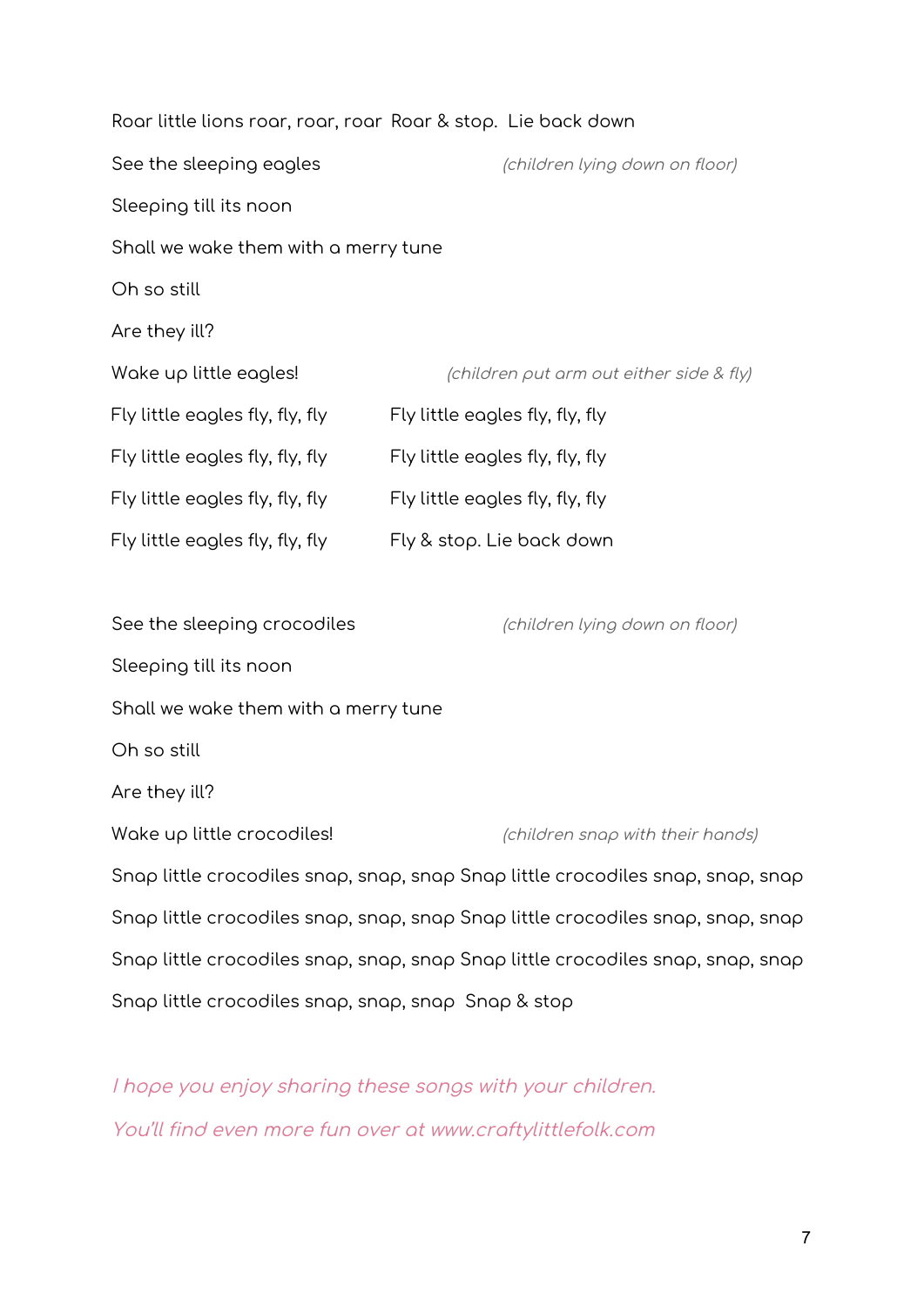Roar little lions roar, roar, roar  Roar & stop.  Lie back down

See the sleeping eagles *(children lying down on floor)*

Sleeping till its noon

Shall we wake them with a merry tune

Oh so still

Are they ill?

Wake up little eagles! *(children put arm out either side & fly)*

Fly little eagles fly, fly, fly  Fly little eagles fly, fly, fly

Fly little eagles fly, fly, fly  Fly little eagles fly, fly, fly

Fly little eagles fly, fly, fly  Fly little eagles fly, fly, fly

Fly little eagles fly, fly, fly  Fly & stop. Lie back down

See the sleeping crocodiles *(children lying down on floor)*

Sleeping till its noon

Shall we wake them with a merry tune

Oh so still

Are they ill?

Wake up little crocodiles! *(children snap with their hands)*

Snap little crocodiles snap, snap, snap Snap little crocodiles snap, snap, snap

Snap little crocodiles snap, snap, snap Snap little crocodiles snap, snap, snap

Snap little crocodiles snap, snap, snap Snap little crocodiles snap, snap, snap

Snap little crocodiles snap, snap, snap  Snap & stop

*I hope you enjoy sharing these songs with your children.*

*You'll find even more fun over at www.craftylittlefolk.com*